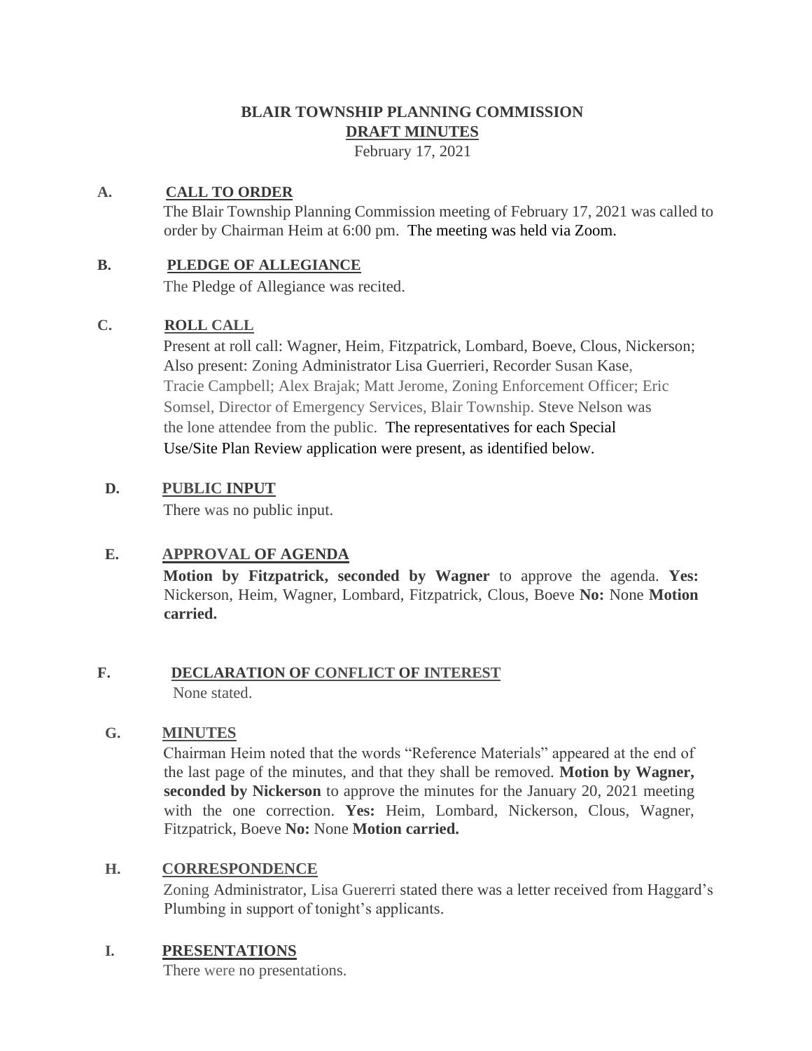# BLAIR TOWNSHIP PLANNING COMMISSION

## DRAFT MINUTES

February 17, 2021

**A. CALL TO ORDER**

The Blair Township Planning Commission meeting of February 17, 2021 was called to order by Chairman Heim at 6:00 pm. The meeting was held via Zoom.

**B. PLEDGE OF ALLEGIANCE**

The Pledge of Allegiance was recited.

**C. ROLL CALL**

Present at roll call: Wagner, Heim, Fitzpatrick, Lombard, Boeve, Clous, Nickerson; Also present: Zoning Administrator Lisa Guerrieri, Recorder Susan Kase, Tracie Campbell; Alex Brajak; Matt Jerome, Zoning Enforcement Officer; Eric Somsel, Director of Emergency Services, Blair Township. Steve Nelson was the lone attendee from the public. The representatives for each Special Use/Site Plan Review application were present, as identified below.

**D. PUBLIC INPUT**

There was no public input.

**E. APPROVAL OF AGENDA**

**Motion by Fitzpatrick, seconded by Wagner** to approve the agenda. **Yes:** Nickerson, Heim, Wagner, Lombard, Fitzpatrick, Clous, Boeve **No:** None **Motion carried.**

**F. DECLARATION OF CONFLICT OF INTEREST**

None stated.

**G. MINUTES**

Chairman Heim noted that the words "Reference Materials" appeared at the end of the last page of the minutes, and that they shall be removed. **Motion by Wagner, seconded by Nickerson** to approve the minutes for the January 20, 2021 meeting with the one correction. **Yes:** Heim, Lombard, Nickerson, Clous, Wagner, Fitzpatrick, Boeve **No:** None **Motion carried.**

**H. CORRESPONDENCE**

Zoning Administrator, Lisa Guererri stated there was a letter received from Haggard's Plumbing in support of tonight's applicants.

**I. PRESENTATIONS**

There were no presentations.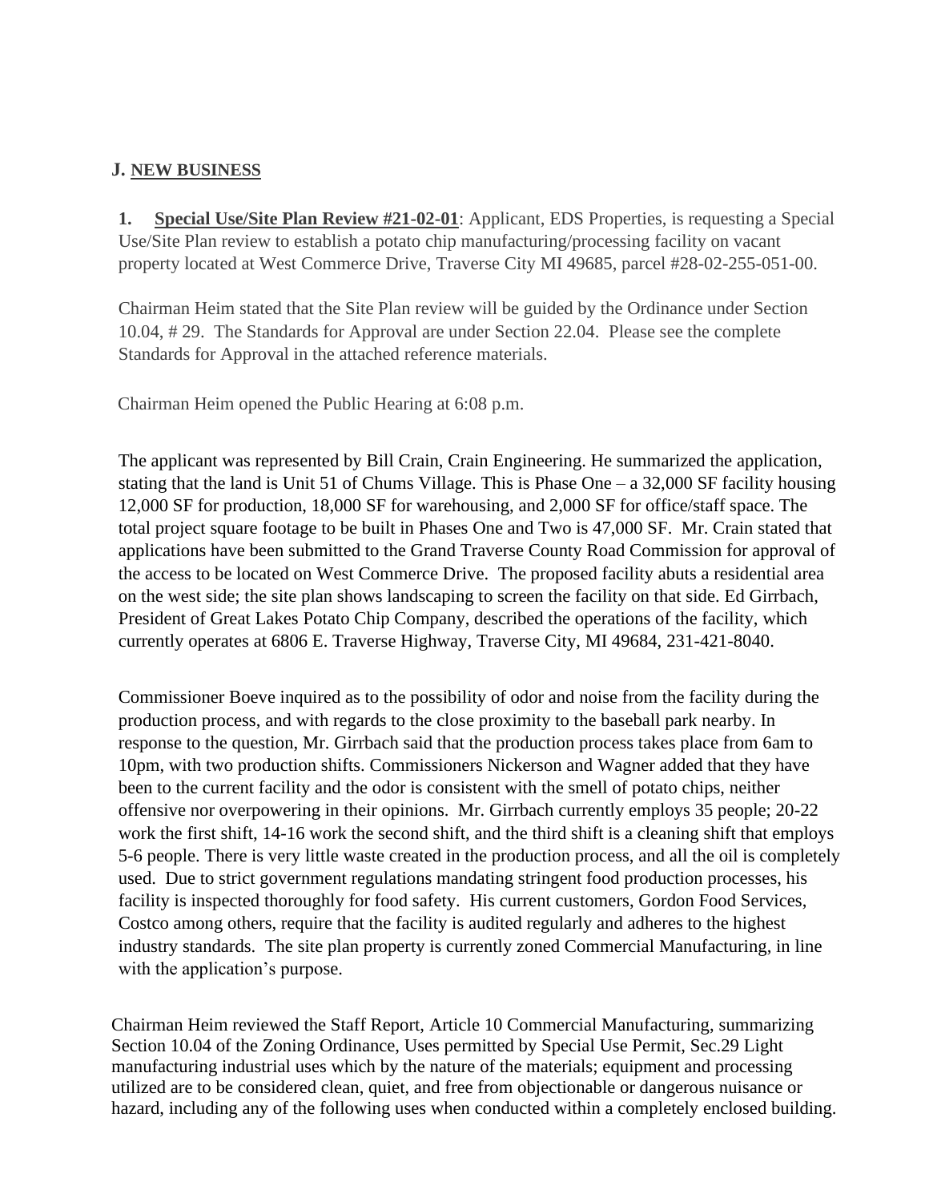## J. NEW BUSINESS

**1. Special Use/Site Plan Review #21-02-01**: Applicant, EDS Properties, is requesting a Special Use/Site Plan review to establish a potato chip manufacturing/processing facility on vacant property located at West Commerce Drive, Traverse City MI 49685, parcel #28-02-255-051-00.

Chairman Heim stated that the Site Plan review will be guided by the Ordinance under Section 10.04, # 29. The Standards for Approval are under Section 22.04. Please see the complete Standards for Approval in the attached reference materials.

Chairman Heim opened the Public Hearing at 6:08 p.m.

The applicant was represented by Bill Crain, Crain Engineering. He summarized the application, stating that the land is Unit 51 of Chums Village. This is Phase One – a 32,000 SF facility housing 12,000 SF for production, 18,000 SF for warehousing, and 2,000 SF for office/staff space. The total project square footage to be built in Phases One and Two is 47,000 SF. Mr. Crain stated that applications have been submitted to the Grand Traverse County Road Commission for approval of the access to be located on West Commerce Drive. The proposed facility abuts a residential area on the west side; the site plan shows landscaping to screen the facility on that side. Ed Girrbach, President of Great Lakes Potato Chip Company, described the operations of the facility, which currently operates at 6806 E. Traverse Highway, Traverse City, MI 49684, 231-421-8040.

Commissioner Boeve inquired as to the possibility of odor and noise from the facility during the production process, and with regards to the close proximity to the baseball park nearby. In response to the question, Mr. Girrbach said that the production process takes place from 6am to 10pm, with two production shifts. Commissioners Nickerson and Wagner added that they have been to the current facility and the odor is consistent with the smell of potato chips, neither offensive nor overpowering in their opinions. Mr. Girrbach currently employs 35 people; 20-22 work the first shift, 14-16 work the second shift, and the third shift is a cleaning shift that employs 5-6 people. There is very little waste created in the production process, and all the oil is completely used. Due to strict government regulations mandating stringent food production processes, his facility is inspected thoroughly for food safety. His current customers, Gordon Food Services, Costco among others, require that the facility is audited regularly and adheres to the highest industry standards. The site plan property is currently zoned Commercial Manufacturing, in line with the application's purpose.

Chairman Heim reviewed the Staff Report, Article 10 Commercial Manufacturing, summarizing Section 10.04 of the Zoning Ordinance, Uses permitted by Special Use Permit, Sec.29 Light manufacturing industrial uses which by the nature of the materials; equipment and processing utilized are to be considered clean, quiet, and free from objectionable or dangerous nuisance or hazard, including any of the following uses when conducted within a completely enclosed building.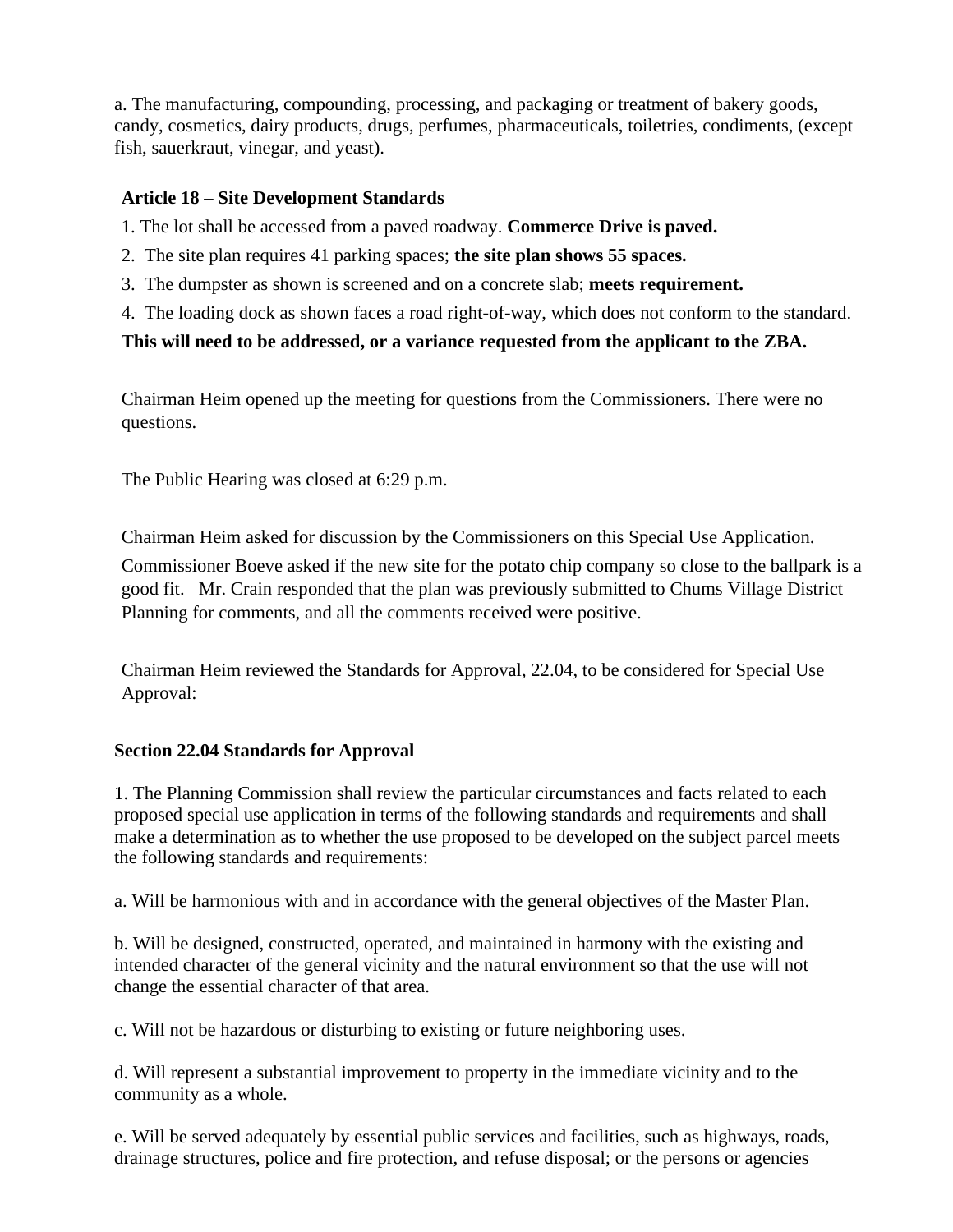a. The manufacturing, compounding, processing, and packaging or treatment of bakery goods, candy, cosmetics, dairy products, drugs, perfumes, pharmaceuticals, toiletries, condiments, (except fish, sauerkraut, vinegar, and yeast).

**Article 18 – Site Development Standards**

1. The lot shall be accessed from a paved roadway. **Commerce Drive is paved.**
2. The site plan requires 41 parking spaces; **the site plan shows 55 spaces.**
3. The dumpster as shown is screened and on a concrete slab; **meets requirement.**
4. The loading dock as shown faces a road right-of-way, which does not conform to the standard.

**This will need to be addressed, or a variance requested from the applicant to the ZBA.**

Chairman Heim opened up the meeting for questions from the Commissioners. There were no questions.

The Public Hearing was closed at 6:29 p.m.

Chairman Heim asked for discussion by the Commissioners on this Special Use Application. Commissioner Boeve asked if the new site for the potato chip company so close to the ballpark is a good fit. Mr. Crain responded that the plan was previously submitted to Chums Village District Planning for comments, and all the comments received were positive.

Chairman Heim reviewed the Standards for Approval, 22.04, to be considered for Special Use Approval:

**Section 22.04 Standards for Approval**

1. The Planning Commission shall review the particular circumstances and facts related to each proposed special use application in terms of the following standards and requirements and shall make a determination as to whether the use proposed to be developed on the subject parcel meets the following standards and requirements:

a. Will be harmonious with and in accordance with the general objectives of the Master Plan.

b. Will be designed, constructed, operated, and maintained in harmony with the existing and intended character of the general vicinity and the natural environment so that the use will not change the essential character of that area.

c. Will not be hazardous or disturbing to existing or future neighboring uses.

d. Will represent a substantial improvement to property in the immediate vicinity and to the community as a whole.

e. Will be served adequately by essential public services and facilities, such as highways, roads, drainage structures, police and fire protection, and refuse disposal; or the persons or agencies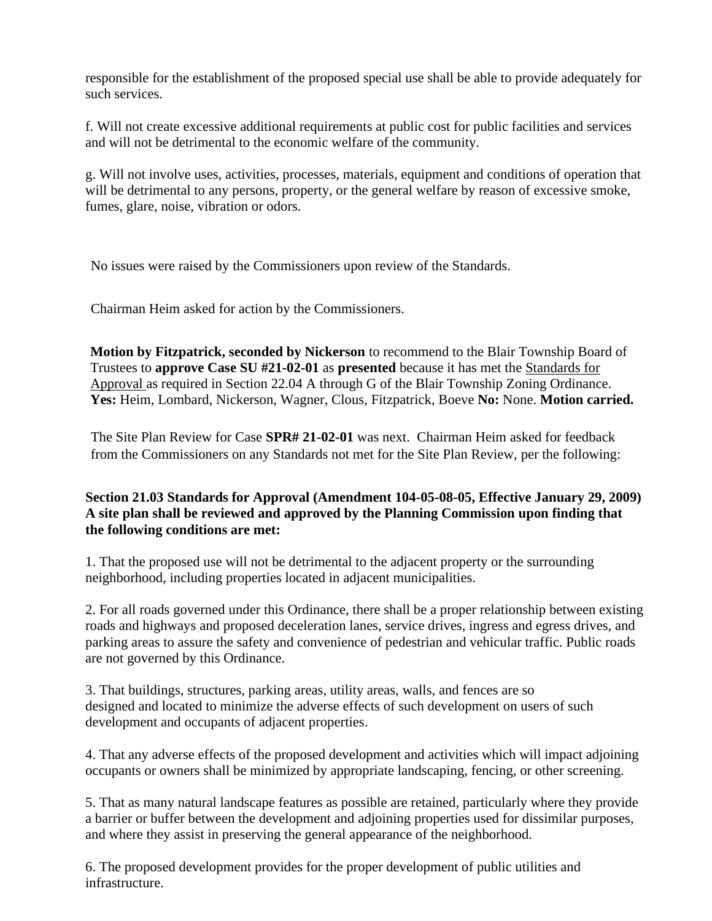responsible for the establishment of the proposed special use shall be able to provide adequately for such services.

f. Will not create excessive additional requirements at public cost for public facilities and services and will not be detrimental to the economic welfare of the community.

g. Will not involve uses, activities, processes, materials, equipment and conditions of operation that will be detrimental to any persons, property, or the general welfare by reason of excessive smoke, fumes, glare, noise, vibration or odors.

No issues were raised by the Commissioners upon review of the Standards.

Chairman Heim asked for action by the Commissioners.

**Motion by Fitzpatrick, seconded by Nickerson** to recommend to the Blair Township Board of Trustees to **approve Case SU #21-02-01** as **presented** because it has met the Standards for Approval as required in Section 22.04 A through G of the Blair Township Zoning Ordinance. **Yes:** Heim, Lombard, Nickerson, Wagner, Clous, Fitzpatrick, Boeve **No:** None. **Motion carried.**

The Site Plan Review for Case **SPR# 21-02-01** was next. Chairman Heim asked for feedback from the Commissioners on any Standards not met for the Site Plan Review, per the following:

**Section 21.03 Standards for Approval (Amendment 104-05-08-05, Effective January 29, 2009) A site plan shall be reviewed and approved by the Planning Commission upon finding that the following conditions are met:**

1. That the proposed use will not be detrimental to the adjacent property or the surrounding neighborhood, including properties located in adjacent municipalities.

2. For all roads governed under this Ordinance, there shall be a proper relationship between existing roads and highways and proposed deceleration lanes, service drives, ingress and egress drives, and parking areas to assure the safety and convenience of pedestrian and vehicular traffic. Public roads are not governed by this Ordinance.

3. That buildings, structures, parking areas, utility areas, walls, and fences are so designed and located to minimize the adverse effects of such development on users of such development and occupants of adjacent properties.

4. That any adverse effects of the proposed development and activities which will impact adjoining occupants or owners shall be minimized by appropriate landscaping, fencing, or other screening.

5. That as many natural landscape features as possible are retained, particularly where they provide a barrier or buffer between the development and adjoining properties used for dissimilar purposes, and where they assist in preserving the general appearance of the neighborhood.

6. The proposed development provides for the proper development of public utilities and infrastructure.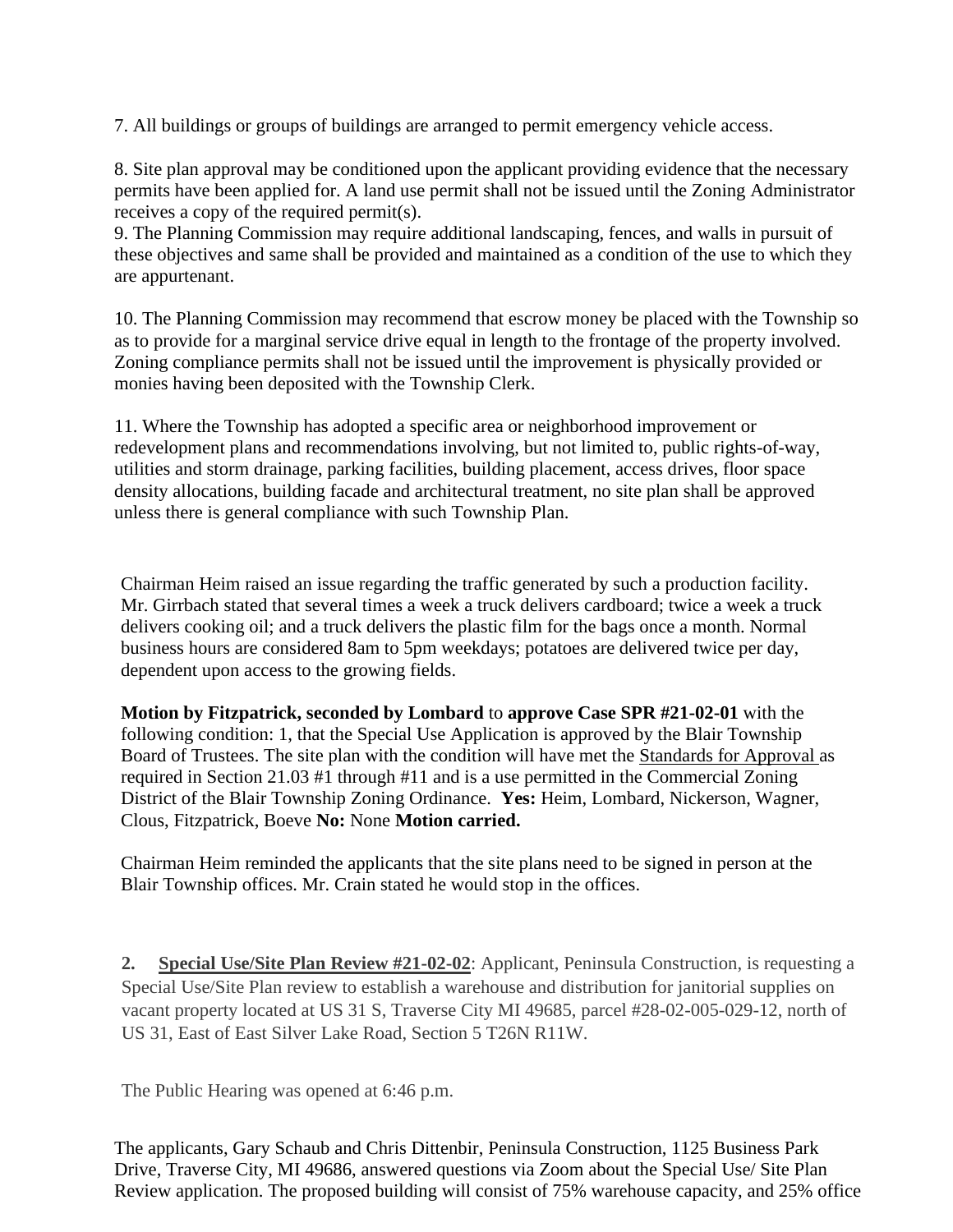7. All buildings or groups of buildings are arranged to permit emergency vehicle access.

8. Site plan approval may be conditioned upon the applicant providing evidence that the necessary permits have been applied for. A land use permit shall not be issued until the Zoning Administrator receives a copy of the required permit(s).
9. The Planning Commission may require additional landscaping, fences, and walls in pursuit of these objectives and same shall be provided and maintained as a condition of the use to which they are appurtenant.

10. The Planning Commission may recommend that escrow money be placed with the Township so as to provide for a marginal service drive equal in length to the frontage of the property involved. Zoning compliance permits shall not be issued until the improvement is physically provided or monies having been deposited with the Township Clerk.

11. Where the Township has adopted a specific area or neighborhood improvement or redevelopment plans and recommendations involving, but not limited to, public rights-of-way, utilities and storm drainage, parking facilities, building placement, access drives, floor space density allocations, building facade and architectural treatment, no site plan shall be approved unless there is general compliance with such Township Plan.

Chairman Heim raised an issue regarding the traffic generated by such a production facility. Mr. Girrbach stated that several times a week a truck delivers cardboard; twice a week a truck delivers cooking oil; and a truck delivers the plastic film for the bags once a month. Normal business hours are considered 8am to 5pm weekdays; potatoes are delivered twice per day, dependent upon access to the growing fields.

**Motion by Fitzpatrick, seconded by Lombard** to **approve Case SPR #21-02-01** with the following condition: 1, that the Special Use Application is approved by the Blair Township Board of Trustees. The site plan with the condition will have met the Standards for Approval as required in Section 21.03 #1 through #11 and is a use permitted in the Commercial Zoning District of the Blair Township Zoning Ordinance. **Yes:** Heim, Lombard, Nickerson, Wagner, Clous, Fitzpatrick, Boeve **No:** None **Motion carried.**

Chairman Heim reminded the applicants that the site plans need to be signed in person at the Blair Township offices. Mr. Crain stated he would stop in the offices.

**2. Special Use/Site Plan Review #21-02-02**: Applicant, Peninsula Construction, is requesting a Special Use/Site Plan review to establish a warehouse and distribution for janitorial supplies on vacant property located at US 31 S, Traverse City MI 49685, parcel #28-02-005-029-12, north of US 31, East of East Silver Lake Road, Section 5 T26N R11W.

The Public Hearing was opened at 6:46 p.m.

The applicants, Gary Schaub and Chris Dittenbir, Peninsula Construction, 1125 Business Park Drive, Traverse City, MI 49686, answered questions via Zoom about the Special Use/ Site Plan Review application. The proposed building will consist of 75% warehouse capacity, and 25% office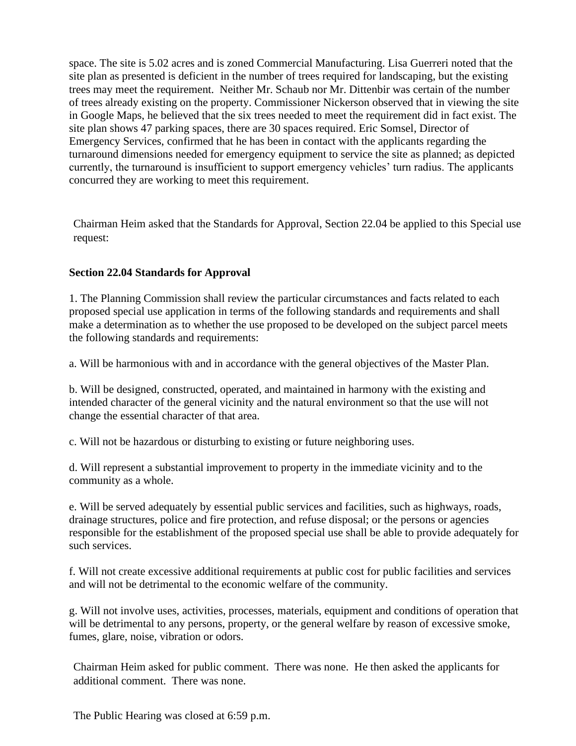space. The site is 5.02 acres and is zoned Commercial Manufacturing. Lisa Guerreri noted that the site plan as presented is deficient in the number of trees required for landscaping, but the existing trees may meet the requirement. Neither Mr. Schaub nor Mr. Dittenbir was certain of the number of trees already existing on the property. Commissioner Nickerson observed that in viewing the site in Google Maps, he believed that the six trees needed to meet the requirement did in fact exist. The site plan shows 47 parking spaces, there are 30 spaces required. Eric Somsel, Director of Emergency Services, confirmed that he has been in contact with the applicants regarding the turnaround dimensions needed for emergency equipment to service the site as planned; as depicted currently, the turnaround is insufficient to support emergency vehicles' turn radius. The applicants concurred they are working to meet this requirement.

Chairman Heim asked that the Standards for Approval, Section 22.04 be applied to this Special use request:

**Section 22.04 Standards for Approval**

1. The Planning Commission shall review the particular circumstances and facts related to each proposed special use application in terms of the following standards and requirements and shall make a determination as to whether the use proposed to be developed on the subject parcel meets the following standards and requirements:

a. Will be harmonious with and in accordance with the general objectives of the Master Plan.

b. Will be designed, constructed, operated, and maintained in harmony with the existing and intended character of the general vicinity and the natural environment so that the use will not change the essential character of that area.

c. Will not be hazardous or disturbing to existing or future neighboring uses.

d. Will represent a substantial improvement to property in the immediate vicinity and to the community as a whole.

e. Will be served adequately by essential public services and facilities, such as highways, roads, drainage structures, police and fire protection, and refuse disposal; or the persons or agencies responsible for the establishment of the proposed special use shall be able to provide adequately for such services.

f. Will not create excessive additional requirements at public cost for public facilities and services and will not be detrimental to the economic welfare of the community.

g. Will not involve uses, activities, processes, materials, equipment and conditions of operation that will be detrimental to any persons, property, or the general welfare by reason of excessive smoke, fumes, glare, noise, vibration or odors.

Chairman Heim asked for public comment. There was none. He then asked the applicants for additional comment. There was none.

The Public Hearing was closed at 6:59 p.m.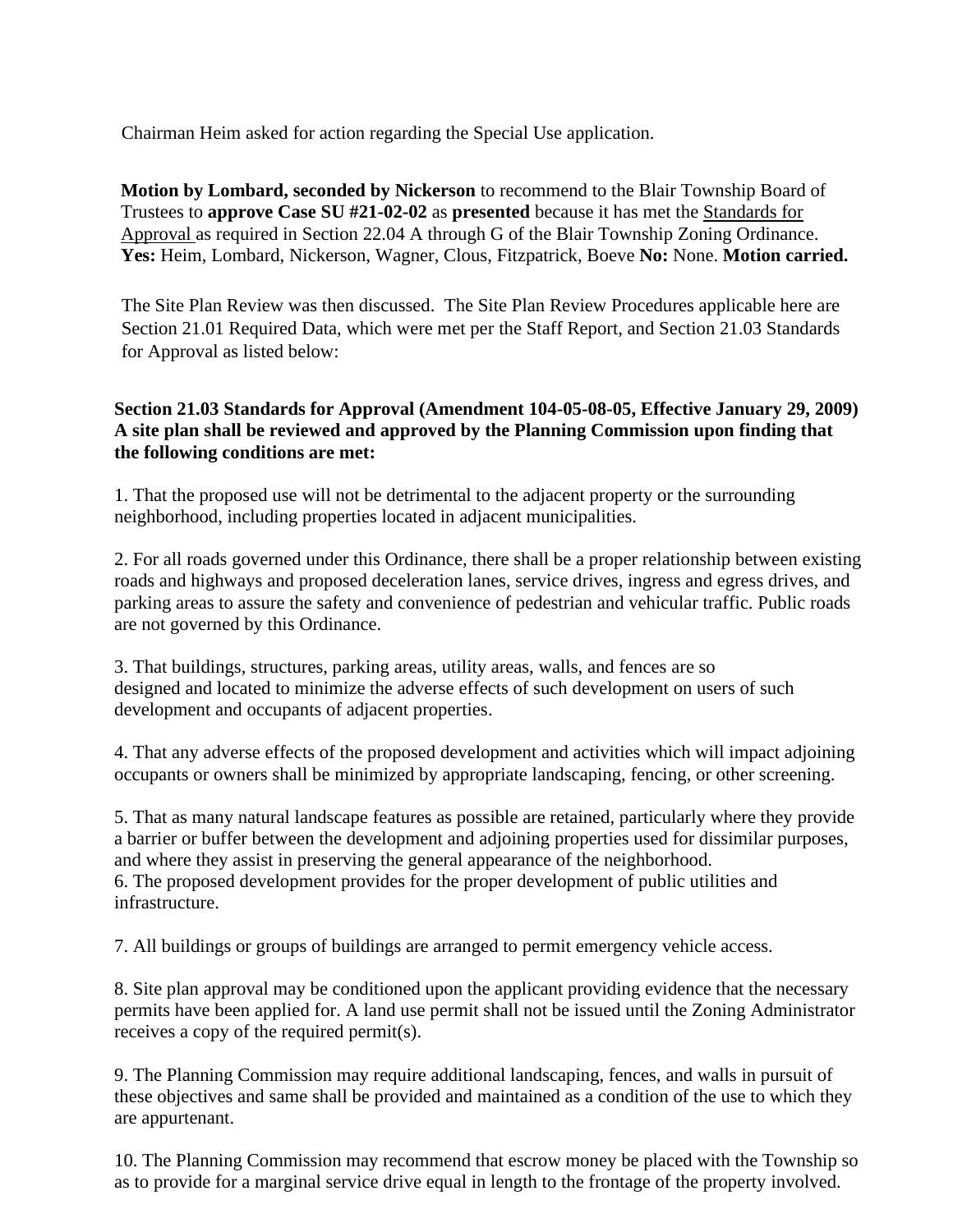Chairman Heim asked for action regarding the Special Use application.

**Motion by Lombard, seconded by Nickerson** to recommend to the Blair Township Board of Trustees to **approve Case SU #21-02-02** as **presented** because it has met the Standards for Approval as required in Section 22.04 A through G of the Blair Township Zoning Ordinance. **Yes:** Heim, Lombard, Nickerson, Wagner, Clous, Fitzpatrick, Boeve **No:** None. **Motion carried.**

The Site Plan Review was then discussed. The Site Plan Review Procedures applicable here are Section 21.01 Required Data, which were met per the Staff Report, and Section 21.03 Standards for Approval as listed below:

**Section 21.03 Standards for Approval (Amendment 104-05-08-05, Effective January 29, 2009) A site plan shall be reviewed and approved by the Planning Commission upon finding that the following conditions are met:**

1. That the proposed use will not be detrimental to the adjacent property or the surrounding neighborhood, including properties located in adjacent municipalities.

2. For all roads governed under this Ordinance, there shall be a proper relationship between existing roads and highways and proposed deceleration lanes, service drives, ingress and egress drives, and parking areas to assure the safety and convenience of pedestrian and vehicular traffic. Public roads are not governed by this Ordinance.

3. That buildings, structures, parking areas, utility areas, walls, and fences are so designed and located to minimize the adverse effects of such development on users of such development and occupants of adjacent properties.

4. That any adverse effects of the proposed development and activities which will impact adjoining occupants or owners shall be minimized by appropriate landscaping, fencing, or other screening.

5. That as many natural landscape features as possible are retained, particularly where they provide a barrier or buffer between the development and adjoining properties used for dissimilar purposes, and where they assist in preserving the general appearance of the neighborhood.

6. The proposed development provides for the proper development of public utilities and infrastructure.

7. All buildings or groups of buildings are arranged to permit emergency vehicle access.

8. Site plan approval may be conditioned upon the applicant providing evidence that the necessary permits have been applied for. A land use permit shall not be issued until the Zoning Administrator receives a copy of the required permit(s).

9. The Planning Commission may require additional landscaping, fences, and walls in pursuit of these objectives and same shall be provided and maintained as a condition of the use to which they are appurtenant.

10. The Planning Commission may recommend that escrow money be placed with the Township so as to provide for a marginal service drive equal in length to the frontage of the property involved.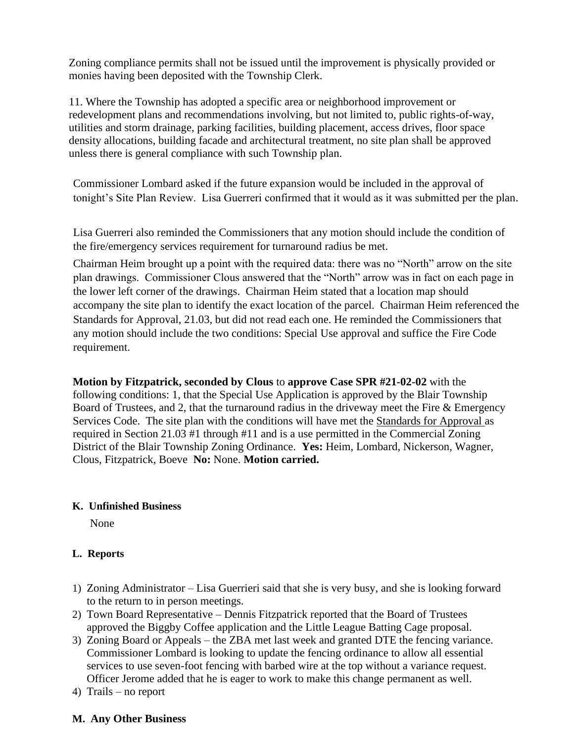Zoning compliance permits shall not be issued until the improvement is physically provided or monies having been deposited with the Township Clerk.

11. Where the Township has adopted a specific area or neighborhood improvement or redevelopment plans and recommendations involving, but not limited to, public rights-of-way, utilities and storm drainage, parking facilities, building placement, access drives, floor space density allocations, building facade and architectural treatment, no site plan shall be approved unless there is general compliance with such Township plan.

Commissioner Lombard asked if the future expansion would be included in the approval of tonight's Site Plan Review. Lisa Guerreri confirmed that it would as it was submitted per the plan.

Lisa Guerreri also reminded the Commissioners that any motion should include the condition of the fire/emergency services requirement for turnaround radius be met.

Chairman Heim brought up a point with the required data: there was no "North" arrow on the site plan drawings. Commissioner Clous answered that the "North" arrow was in fact on each page in the lower left corner of the drawings. Chairman Heim stated that a location map should accompany the site plan to identify the exact location of the parcel. Chairman Heim referenced the Standards for Approval, 21.03, but did not read each one. He reminded the Commissioners that any motion should include the two conditions: Special Use approval and suffice the Fire Code requirement.

**Motion by Fitzpatrick, seconded by Clous** to **approve Case SPR #21-02-02** with the following conditions: 1, that the Special Use Application is approved by the Blair Township Board of Trustees, and 2, that the turnaround radius in the driveway meet the Fire & Emergency Services Code. The site plan with the conditions will have met the Standards for Approval as required in Section 21.03 #1 through #11 and is a use permitted in the Commercial Zoning District of the Blair Township Zoning Ordinance. **Yes:** Heim, Lombard, Nickerson, Wagner, Clous, Fitzpatrick, Boeve **No:** None. **Motion carried.**

**K. Unfinished Business**

None

**L. Reports**

1) Zoning Administrator – Lisa Guerrieri said that she is very busy, and she is looking forward to the return to in person meetings.
2) Town Board Representative – Dennis Fitzpatrick reported that the Board of Trustees approved the Biggby Coffee application and the Little League Batting Cage proposal.
3) Zoning Board or Appeals – the ZBA met last week and granted DTE the fencing variance. Commissioner Lombard is looking to update the fencing ordinance to allow all essential services to use seven-foot fencing with barbed wire at the top without a variance request. Officer Jerome added that he is eager to work to make this change permanent as well.
4) Trails – no report

**M. Any Other Business**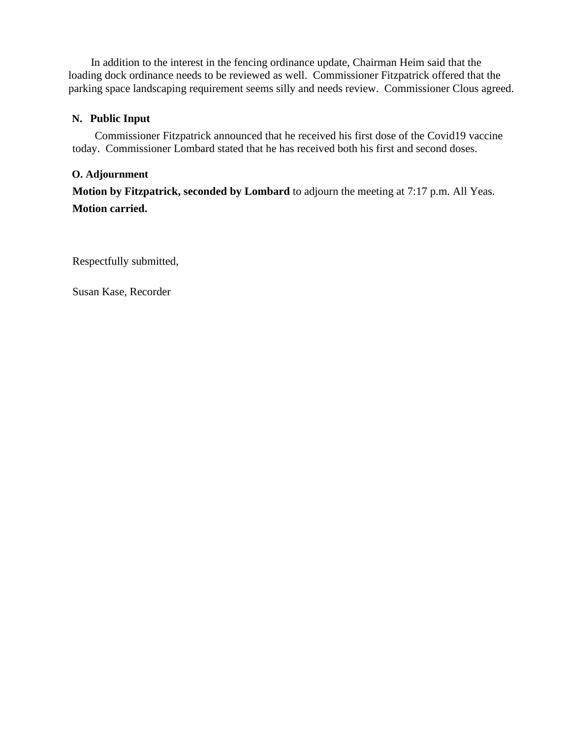In addition to the interest in the fencing ordinance update, Chairman Heim said that the loading dock ordinance needs to be reviewed as well. Commissioner Fitzpatrick offered that the parking space landscaping requirement seems silly and needs review. Commissioner Clous agreed.

**N. Public Input**

Commissioner Fitzpatrick announced that he received his first dose of the Covid19 vaccine today. Commissioner Lombard stated that he has received both his first and second doses.

**O. Adjournment**

**Motion by Fitzpatrick, seconded by Lombard** to adjourn the meeting at 7:17 p.m. All Yeas. **Motion carried.**

Respectfully submitted,

Susan Kase, Recorder